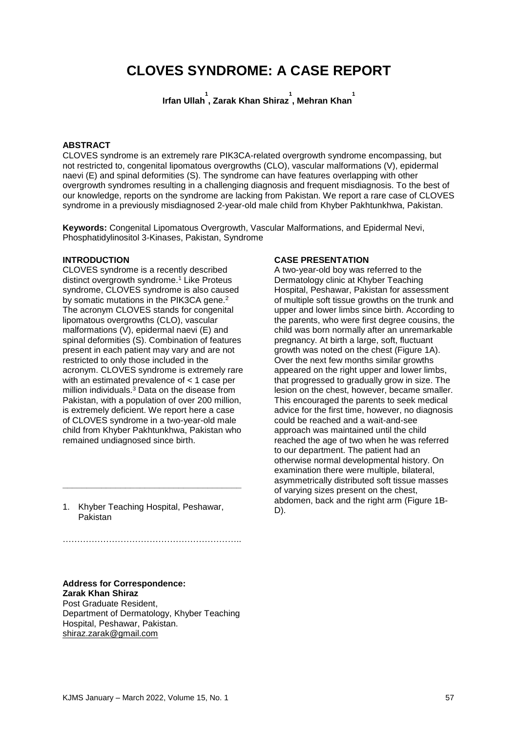# CLOVES SYNDROME: A CASE REPORT

**Irfan Ullah[1], Zarak Khan Shiraz[1], Mehran Khan[1]**

## ABSTRACT

CLOVES syndrome is an extremely rare PIK3CA-related overgrowth syndrome encompassing, but not restricted to, congenital lipomatous overgrowths (CLO), vascular malformations (V), epidermal naevi (E) and spinal deformities (S). The syndrome can have features overlapping with other overgrowth syndromes resulting in a challenging diagnosis and frequent misdiagnosis. To the best of our knowledge, reports on the syndrome are lacking from Pakistan. We report a rare case of CLOVES syndrome in a previously misdiagnosed 2-year-old male child from Khyber Pakhtunkhwa, Pakistan.

**Keywords:** Congenital Lipomatous Overgrowth, Vascular Malformations, and Epidermal Nevi, Phosphatidylinositol 3-Kinases, Pakistan, Syndrome

## INTRODUCTION

CLOVES syndrome is a recently described distinct overgrowth syndrome.[1] Like Proteus syndrome, CLOVES syndrome is also caused by somatic mutations in the PIK3CA gene.[2] The acronym CLOVES stands for congenital lipomatous overgrowths (CLO), vascular malformations (V), epidermal naevi (E) and spinal deformities (S). Combination of features present in each patient may vary and are not restricted to only those included in the acronym. CLOVES syndrome is extremely rare with an estimated prevalence of < 1 case per million individuals.[3] Data on the disease from Pakistan, with a population of over 200 million, is extremely deficient. We report here a case of CLOVES syndrome in a two-year-old male child from Khyber Pakhtunkhwa, Pakistan who remained undiagnosed since birth.

1. Khyber Teaching Hospital, Peshawar, Pakistan

**Address for Correspondence:**
**Zarak Khan Shiraz**
Post Graduate Resident,
Department of Dermatology, Khyber Teaching Hospital, Peshawar, Pakistan.
shiraz.zarak@gmail.com

## CASE PRESENTATION

A two-year-old boy was referred to the Dermatology clinic at Khyber Teaching Hospital, Peshawar, Pakistan for assessment of multiple soft tissue growths on the trunk and upper and lower limbs since birth. According to the parents, who were first degree cousins, the child was born normally after an unremarkable pregnancy. At birth a large, soft, fluctuant growth was noted on the chest (Figure 1A). Over the next few months similar growths appeared on the right upper and lower limbs, that progressed to gradually grow in size. The lesion on the chest, however, became smaller. This encouraged the parents to seek medical advice for the first time, however, no diagnosis could be reached and a wait-and-see approach was maintained until the child reached the age of two when he was referred to our department. The patient had an otherwise normal developmental history. On examination there were multiple, bilateral, asymmetrically distributed soft tissue masses of varying sizes present on the chest, abdomen, back and the right arm (Figure 1B-D).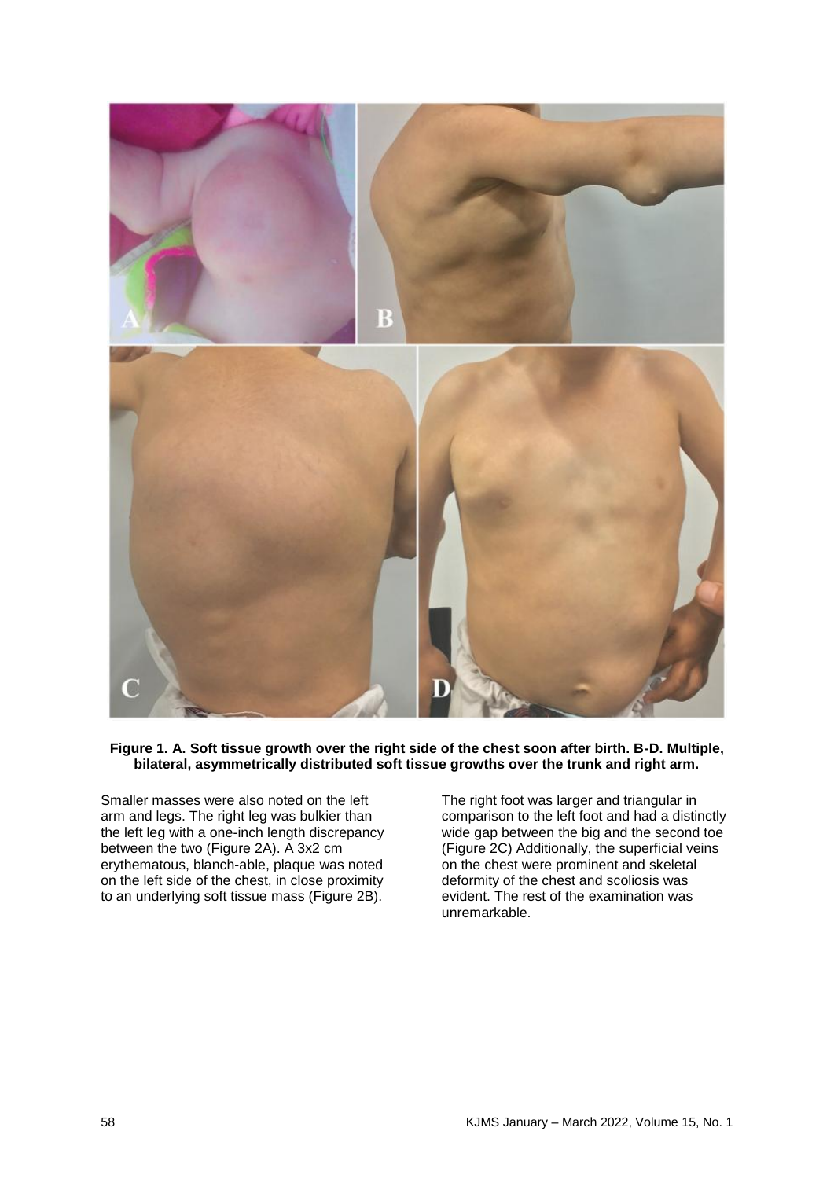**Figure 1. A. Soft tissue growth over the right side of the chest soon after birth. B-D. Multiple, bilateral, asymmetrically distributed soft tissue growths over the trunk and right arm.**

Smaller masses were also noted on the left arm and legs. The right leg was bulkier than the left leg with a one-inch length discrepancy between the two (Figure 2A). A 3x2 cm erythematous, blanch-able, plaque was noted on the left side of the chest, in close proximity to an underlying soft tissue mass (Figure 2B). The right foot was larger and triangular in comparison to the left foot and had a distinctly wide gap between the big and the second toe (Figure 2C) Additionally, the superficial veins on the chest were prominent and skeletal deformity of the chest and scoliosis was evident. The rest of the examination was unremarkable.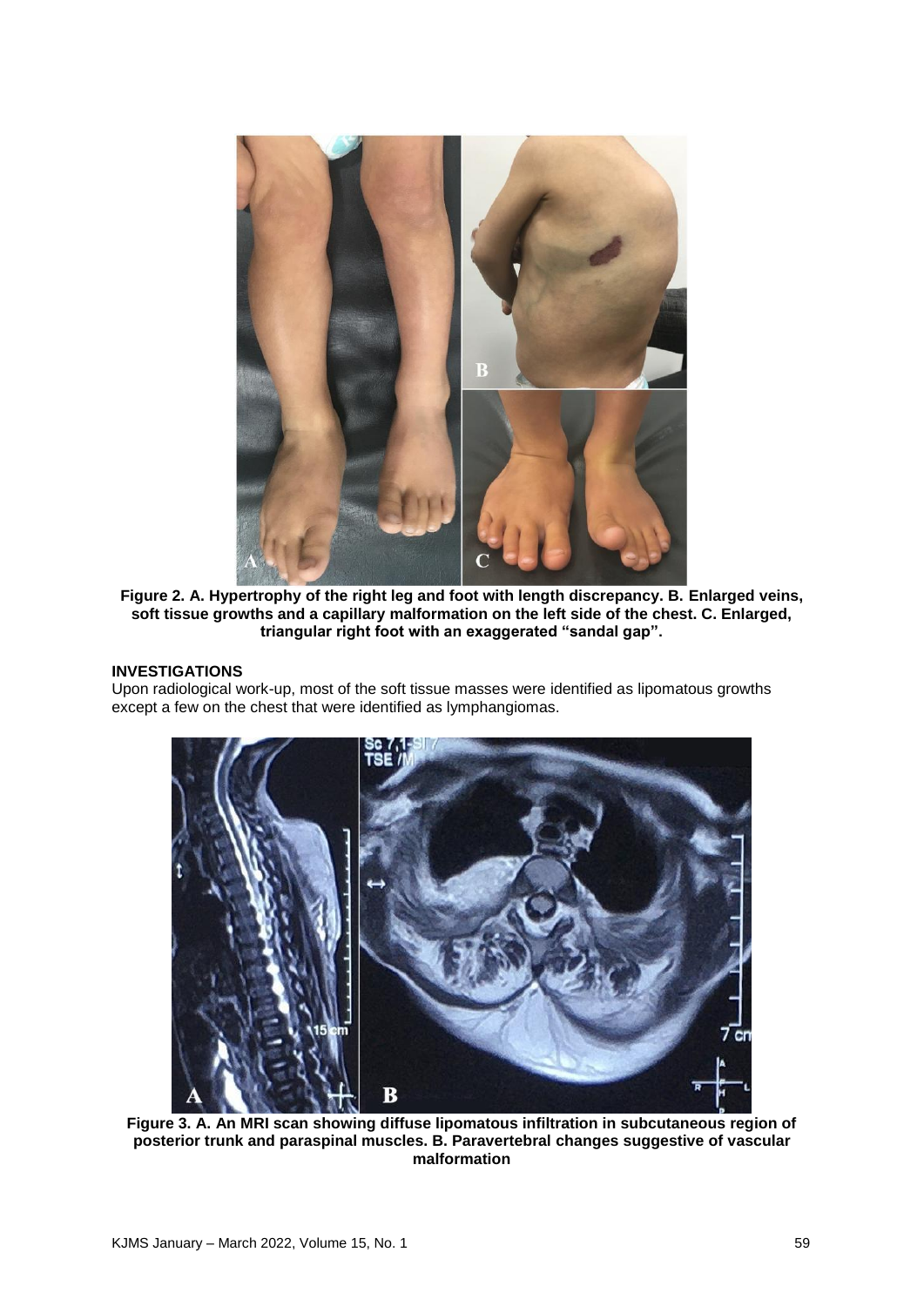**Figure 2. A. Hypertrophy of the right leg and foot with length discrepancy. B. Enlarged veins, soft tissue growths and a capillary malformation on the left side of the chest. C. Enlarged, triangular right foot with an exaggerated "sandal gap".**

## INVESTIGATIONS

Upon radiological work-up, most of the soft tissue masses were identified as lipomatous growths except a few on the chest that were identified as lymphangiomas.

**Figure 3. A. An MRI scan showing diffuse lipomatous infiltration in subcutaneous region of posterior trunk and paraspinal muscles. B. Paravertebral changes suggestive of vascular malformation**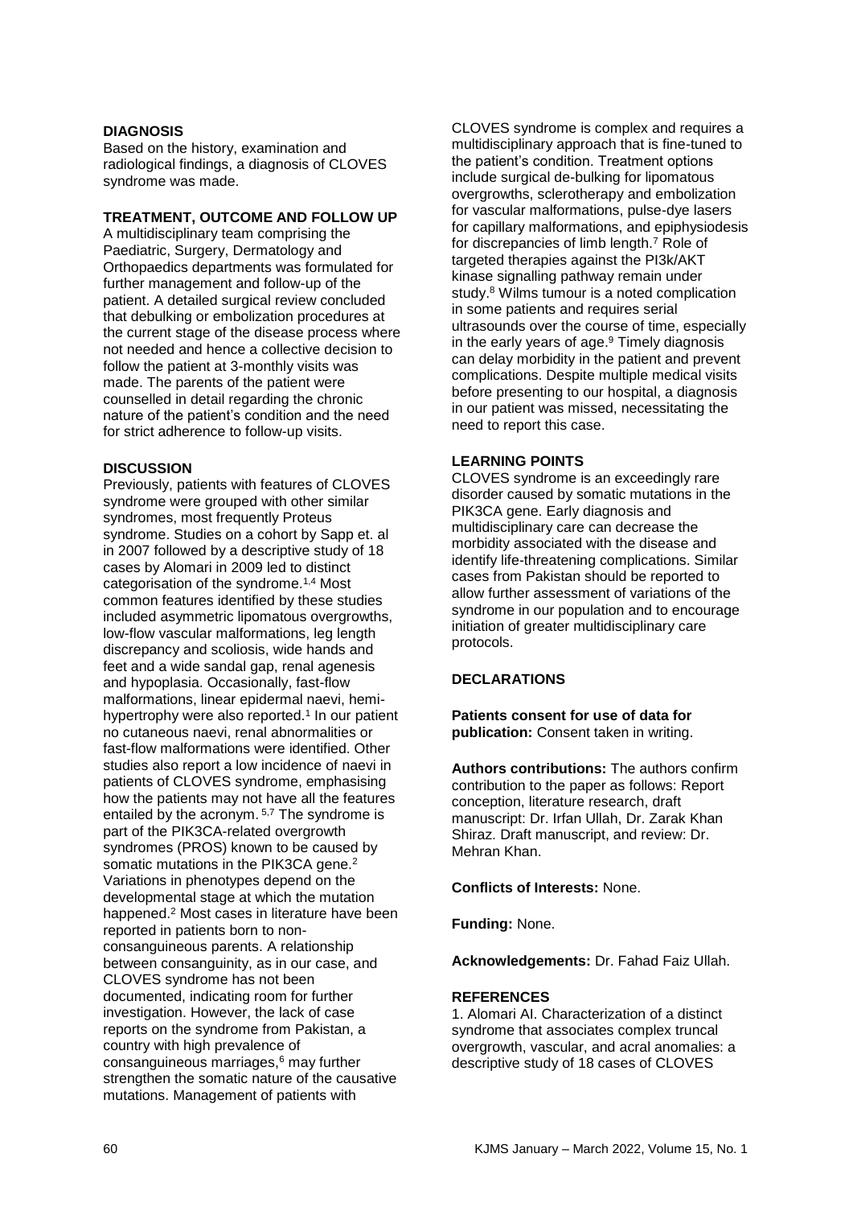## DIAGNOSIS

Based on the history, examination and radiological findings, a diagnosis of CLOVES syndrome was made.

## TREATMENT, OUTCOME AND FOLLOW UP

A multidisciplinary team comprising the Paediatric, Surgery, Dermatology and Orthopaedics departments was formulated for further management and follow-up of the patient. A detailed surgical review concluded that debulking or embolization procedures at the current stage of the disease process where not needed and hence a collective decision to follow the patient at 3-monthly visits was made. The parents of the patient were counselled in detail regarding the chronic nature of the patient's condition and the need for strict adherence to follow-up visits.

## DISCUSSION

Previously, patients with features of CLOVES syndrome were grouped with other similar syndromes, most frequently Proteus syndrome. Studies on a cohort by Sapp et. al in 2007 followed by a descriptive study of 18 cases by Alomari in 2009 led to distinct categorisation of the syndrome.[1,4] Most common features identified by these studies included asymmetric lipomatous overgrowths, low-flow vascular malformations, leg length discrepancy and scoliosis, wide hands and feet and a wide sandal gap, renal agenesis and hypoplasia. Occasionally, fast-flow malformations, linear epidermal naevi, hemi-hypertrophy were also reported.[1] In our patient no cutaneous naevi, renal abnormalities or fast-flow malformations were identified. Other studies also report a low incidence of naevi in patients of CLOVES syndrome, emphasising how the patients may not have all the features entailed by the acronym.[5,7] The syndrome is part of the PIK3CA-related overgrowth syndromes (PROS) known to be caused by somatic mutations in the PIK3CA gene.[2] Variations in phenotypes depend on the developmental stage at which the mutation happened.[2] Most cases in literature have been reported in patients born to non-consanguineous parents. A relationship between consanguinity, as in our case, and CLOVES syndrome has not been documented, indicating room for further investigation. However, the lack of case reports on the syndrome from Pakistan, a country with high prevalence of consanguineous marriages,[6] may further strengthen the somatic nature of the causative mutations. Management of patients with CLOVES syndrome is complex and requires a multidisciplinary approach that is fine-tuned to the patient's condition. Treatment options include surgical de-bulking for lipomatous overgrowths, sclerotherapy and embolization for vascular malformations, pulse-dye lasers for capillary malformations, and epiphysiodesis for discrepancies of limb length.[7] Role of targeted therapies against the PI3k/AKT kinase signalling pathway remain under study.[8] Wilms tumour is a noted complication in some patients and requires serial ultrasounds over the course of time, especially in the early years of age.[9] Timely diagnosis can delay morbidity in the patient and prevent complications. Despite multiple medical visits before presenting to our hospital, a diagnosis in our patient was missed, necessitating the need to report this case.

## LEARNING POINTS

CLOVES syndrome is an exceedingly rare disorder caused by somatic mutations in the PIK3CA gene. Early diagnosis and multidisciplinary care can decrease the morbidity associated with the disease and identify life-threatening complications. Similar cases from Pakistan should be reported to allow further assessment of variations of the syndrome in our population and to encourage initiation of greater multidisciplinary care protocols.

## DECLARATIONS

**Patients consent for use of data for publication:** Consent taken in writing.

**Authors contributions:** The authors confirm contribution to the paper as follows: Report conception, literature research, draft manuscript: Dr. Irfan Ullah, Dr. Zarak Khan Shiraz. Draft manuscript, and review: Dr. Mehran Khan.

**Conflicts of Interests:** None.

**Funding:** None.

**Acknowledgements:** Dr. Fahad Faiz Ullah.

## REFERENCES

1. Alomari AI. Characterization of a distinct syndrome that associates complex truncal overgrowth, vascular, and acral anomalies: a descriptive study of 18 cases of CLOVES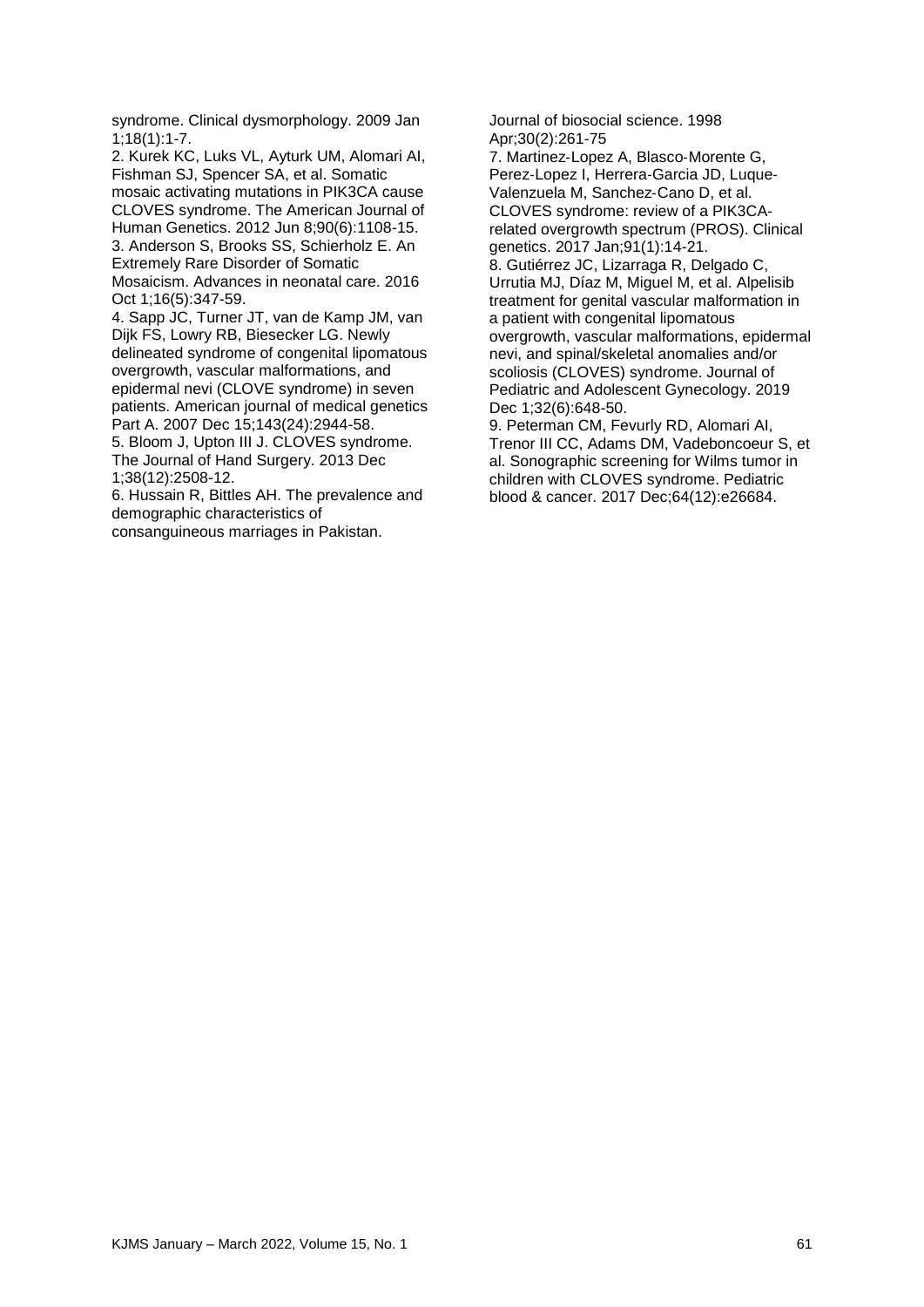syndrome. Clinical dysmorphology. 2009 Jan 1;18(1):1-7.

2. Kurek KC, Luks VL, Ayturk UM, Alomari AI, Fishman SJ, Spencer SA, et al. Somatic mosaic activating mutations in PIK3CA cause CLOVES syndrome. The American Journal of Human Genetics. 2012 Jun 8;90(6):1108-15.

3. Anderson S, Brooks SS, Schierholz E. An Extremely Rare Disorder of Somatic Mosaicism. Advances in neonatal care. 2016 Oct 1;16(5):347-59.

4. Sapp JC, Turner JT, van de Kamp JM, van Dijk FS, Lowry RB, Biesecker LG. Newly delineated syndrome of congenital lipomatous overgrowth, vascular malformations, and epidermal nevi (CLOVE syndrome) in seven patients. American journal of medical genetics Part A. 2007 Dec 15;143(24):2944-58.

5. Bloom J, Upton III J. CLOVES syndrome. The Journal of Hand Surgery. 2013 Dec 1;38(12):2508-12.

6. Hussain R, Bittles AH. The prevalence and demographic characteristics of consanguineous marriages in Pakistan. Journal of biosocial science. 1998 Apr;30(2):261-75

7. Martinez-Lopez A, Blasco-Morente G, Perez-Lopez I, Herrera-Garcia JD, Luque-Valenzuela M, Sanchez-Cano D, et al. CLOVES syndrome: review of a PIK3CA-related overgrowth spectrum (PROS). Clinical genetics. 2017 Jan;91(1):14-21.

8. Gutiérrez JC, Lizarraga R, Delgado C, Urrutia MJ, Díaz M, Miguel M, et al. Alpelisib treatment for genital vascular malformation in a patient with congenital lipomatous overgrowth, vascular malformations, epidermal nevi, and spinal/skeletal anomalies and/or scoliosis (CLOVES) syndrome. Journal of Pediatric and Adolescent Gynecology. 2019 Dec 1;32(6):648-50.

9. Peterman CM, Fevurly RD, Alomari AI, Trenor III CC, Adams DM, Vadeboncoeur S, et al. Sonographic screening for Wilms tumor in children with CLOVES syndrome. Pediatric blood & cancer. 2017 Dec;64(12):e26684.